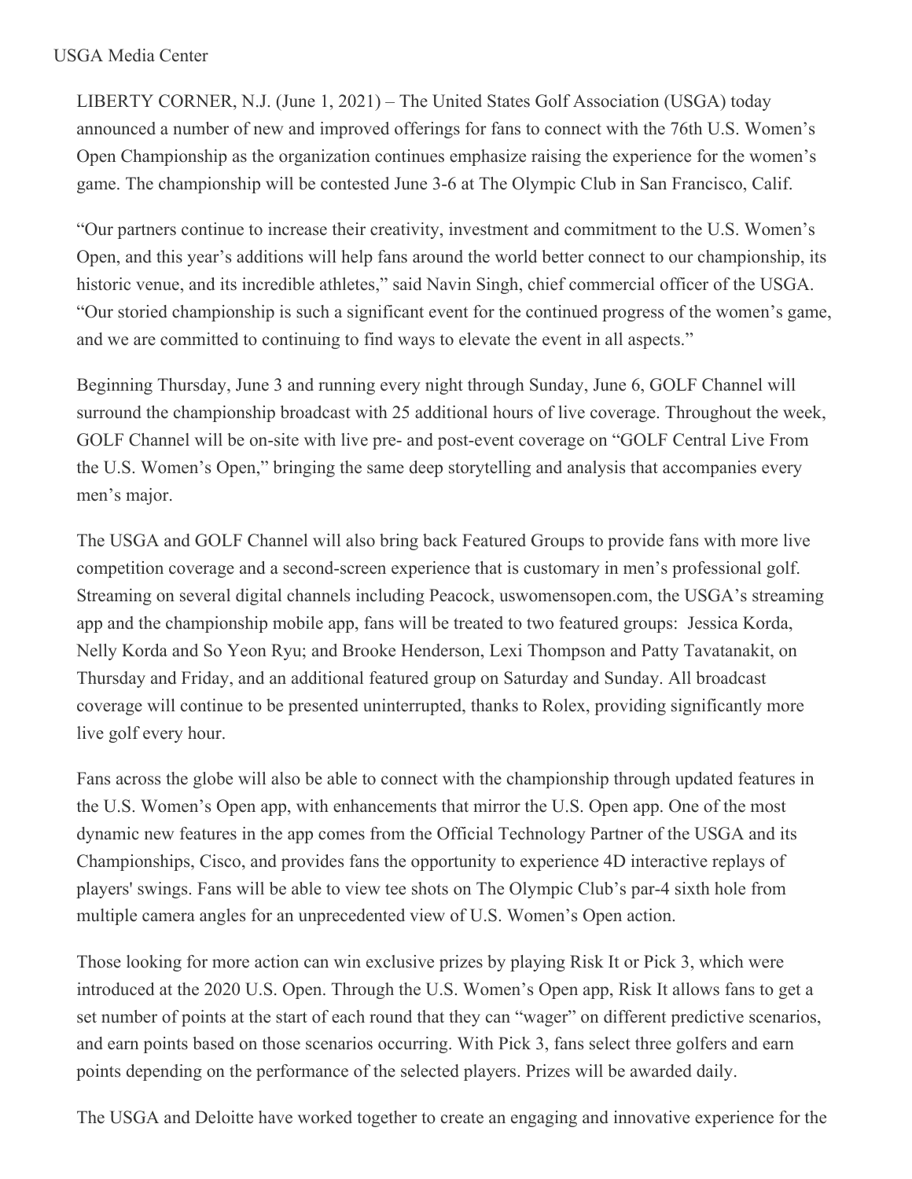USGA Media Center

LIBERTY CORNER, N.J. (June 1, 2021) – The United States Golf Association (USGA) today announced a number of new and improved offerings for fans to connect with the 76th U.S. Women's Open Championship as the organization continues emphasize raising the experience for the women's game. The championship will be contested June 3-6 at The Olympic Club in San Francisco, Calif.

"Our partners continue to increase their creativity, investment and commitment to the U.S. Women's Open, and this year's additions will help fans around the world better connect to our championship, its historic venue, and its incredible athletes," said Navin Singh, chief commercial officer of the USGA. "Our storied championship is such a significant event for the continued progress of the women's game, and we are committed to continuing to find ways to elevate the event in all aspects."

Beginning Thursday, June 3 and running every night through Sunday, June 6, GOLF Channel will surround the championship broadcast with 25 additional hours of live coverage. Throughout the week, GOLF Channel will be on-site with live pre- and post-event coverage on "GOLF Central Live From the U.S. Women's Open," bringing the same deep storytelling and analysis that accompanies every men's major.

The USGA and GOLF Channel will also bring back Featured Groups to provide fans with more live competition coverage and a second-screen experience that is customary in men's professional golf. Streaming on several digital channels including Peacock, uswomensopen.com, the USGA's streaming app and the championship mobile app, fans will be treated to two featured groups: Jessica Korda, Nelly Korda and So Yeon Ryu; and Brooke Henderson, Lexi Thompson and Patty Tavatanakit, on Thursday and Friday, and an additional featured group on Saturday and Sunday. All broadcast coverage will continue to be presented uninterrupted, thanks to Rolex, providing significantly more live golf every hour.

Fans across the globe will also be able to connect with the championship through updated features in the U.S. Women's Open app, with enhancements that mirror the U.S. Open app. One of the most dynamic new features in the app comes from the Official Technology Partner of the USGA and its Championships, Cisco, and provides fans the opportunity to experience 4D interactive replays of players' swings. Fans will be able to view tee shots on The Olympic Club's par-4 sixth hole from multiple camera angles for an unprecedented view of U.S. Women's Open action.

Those looking for more action can win exclusive prizes by playing Risk It or Pick 3, which were introduced at the 2020 U.S. Open. Through the U.S. Women's Open app, Risk It allows fans to get a set number of points at the start of each round that they can "wager" on different predictive scenarios, and earn points based on those scenarios occurring. With Pick 3, fans select three golfers and earn points depending on the performance of the selected players. Prizes will be awarded daily.

The USGA and Deloitte have worked together to create an engaging and innovative experience for the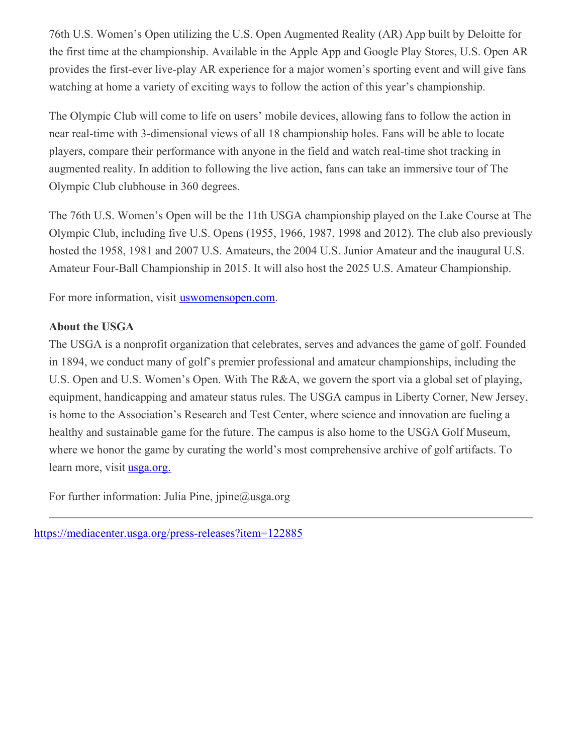76th U.S. Women's Open utilizing the U.S. Open Augmented Reality (AR) App built by Deloitte for the first time at the championship. Available in the Apple App and Google Play Stores, U.S. Open AR provides the first-ever live-play AR experience for a major women's sporting event and will give fans watching at home a variety of exciting ways to follow the action of this year's championship.

The Olympic Club will come to life on users' mobile devices, allowing fans to follow the action in near real-time with 3-dimensional views of all 18 championship holes. Fans will be able to locate players, compare their performance with anyone in the field and watch real-time shot tracking in augmented reality. In addition to following the live action, fans can take an immersive tour of The Olympic Club clubhouse in 360 degrees.

The 76th U.S. Women's Open will be the 11th USGA championship played on the Lake Course at The Olympic Club, including five U.S. Opens (1955, 1966, 1987, 1998 and 2012). The club also previously hosted the 1958, 1981 and 2007 U.S. Amateurs, the 2004 U.S. Junior Amateur and the inaugural U.S. Amateur Four-Ball Championship in 2015. It will also host the 2025 U.S. Amateur Championship.

For more information, visit [uswomensopen.com](uswomensopen.com).

**About the USGA**

The USGA is a nonprofit organization that celebrates, serves and advances the game of golf. Founded in 1894, we conduct many of golf's premier professional and amateur championships, including the U.S. Open and U.S. Women's Open. With The R&A, we govern the sport via a global set of playing, equipment, handicapping and amateur status rules. The USGA campus in Liberty Corner, New Jersey, is home to the Association's Research and Test Center, where science and innovation are fueling a healthy and sustainable game for the future. The campus is also home to the USGA Golf Museum, where we honor the game by curating the world's most comprehensive archive of golf artifacts. To learn more, visit [usga.org.](usga.org)

For further information: Julia Pine, jpine@usga.org

---

https://mediacenter.usga.org/press-releases?item=122885